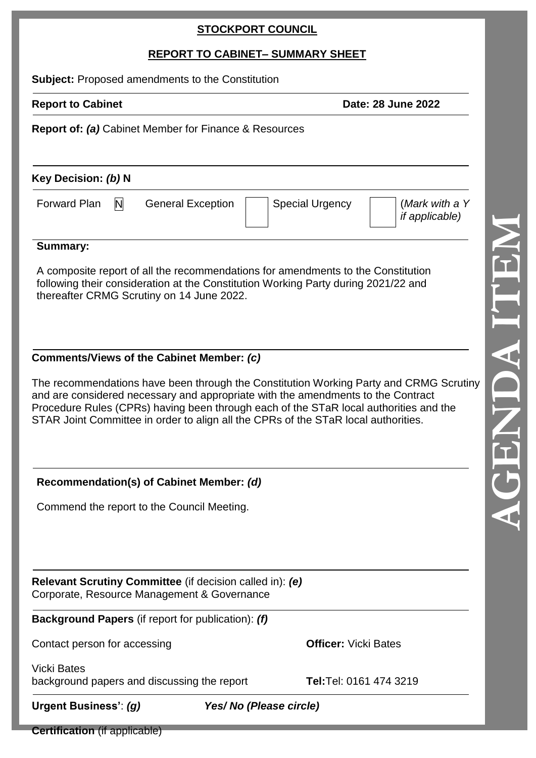**STOCKPORT COUNCIL**

**REPORT TO CABINET– SUMMARY SHEET**

**Subject:** Proposed amendments to the Constitution

**Report to Cabinet** **Date: 28 June 2022**

**Report of:** ***(a)*** Cabinet Member for Finance & Resources

**Key Decision:** ***(b)*** **N**

| Forward Plan | N | General Exception | | Special Urgency | | *(Mark with a Y if applicable)* |
|---|---|---|---|---|---|---|

**Summary:**

A composite report of all the recommendations for amendments to the Constitution following their consideration at the Constitution Working Party during 2021/22 and thereafter CRMG Scrutiny on 14 June 2022.

**Comments/Views of the Cabinet Member:** ***(c)***

The recommendations have been through the Constitution Working Party and CRMG Scrutiny and are considered necessary and appropriate with the amendments to the Contract Procedure Rules (CPRs) having been through each of the STaR local authorities and the STAR Joint Committee in order to align all the CPRs of the STaR local authorities.

**Recommendation(s) of Cabinet Member:** ***(d)***

Commend the report to the Council Meeting.

**Relevant Scrutiny Committee** (if decision called in): ***(e)***
Corporate, Resource Management & Governance

**Background Papers** (if report for publication): ***(f)***

Contact person for accessing **Officer:** Vicki Bates

Vicki Bates
background papers and discussing the report **Tel:**Tel: 0161 474 3219

**Urgent Business'**: ***(g)*** ***Yes/ No (Please circle)***

**Certification** (if applicable)

AGENDA ITEM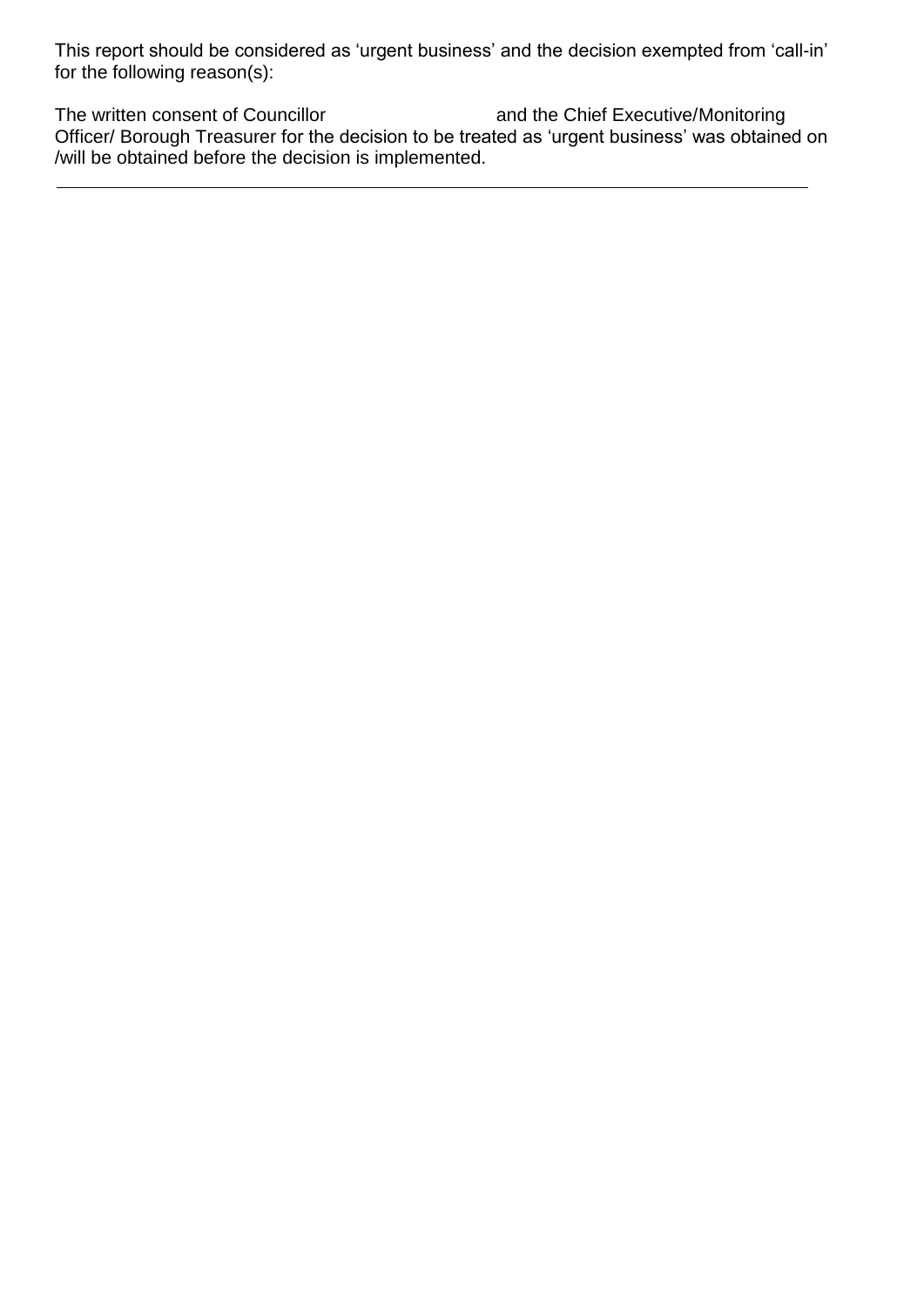This report should be considered as 'urgent business' and the decision exempted from 'call-in' for the following reason(s):

The written consent of Councillor and the Chief Executive/Monitoring Officer/ Borough Treasurer for the decision to be treated as 'urgent business' was obtained on /will be obtained before the decision is implemented.

---